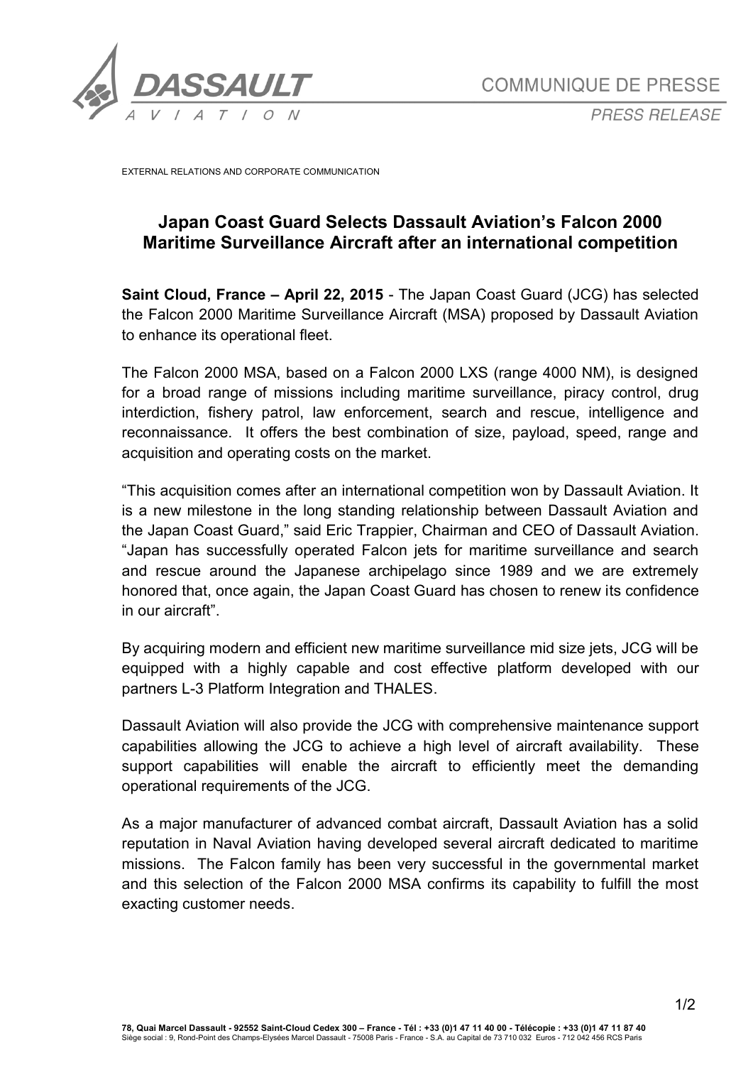COMMUNIQUE DE PRESSE

*PRESS RELEASE*

EXTERNAL RELATIONS AND CORPORATE COMMUNICATION

# Japan Coast Guard Selects Dassault Aviation's Falcon 2000 Maritime Surveillance Aircraft after an international competition

**Saint Cloud, France – April 22, 2015** - The Japan Coast Guard (JCG) has selected the Falcon 2000 Maritime Surveillance Aircraft (MSA) proposed by Dassault Aviation to enhance its operational fleet.

The Falcon 2000 MSA, based on a Falcon 2000 LXS (range 4000 NM), is designed for a broad range of missions including maritime surveillance, piracy control, drug interdiction, fishery patrol, law enforcement, search and rescue, intelligence and reconnaissance. It offers the best combination of size, payload, speed, range and acquisition and operating costs on the market.

"This acquisition comes after an international competition won by Dassault Aviation. It is a new milestone in the long standing relationship between Dassault Aviation and the Japan Coast Guard," said Eric Trappier, Chairman and CEO of Dassault Aviation. "Japan has successfully operated Falcon jets for maritime surveillance and search and rescue around the Japanese archipelago since 1989 and we are extremely honored that, once again, the Japan Coast Guard has chosen to renew its confidence in our aircraft".

By acquiring modern and efficient new maritime surveillance mid size jets, JCG will be equipped with a highly capable and cost effective platform developed with our partners L-3 Platform Integration and THALES.

Dassault Aviation will also provide the JCG with comprehensive maintenance support capabilities allowing the JCG to achieve a high level of aircraft availability. These support capabilities will enable the aircraft to efficiently meet the demanding operational requirements of the JCG.

As a major manufacturer of advanced combat aircraft, Dassault Aviation has a solid reputation in Naval Aviation having developed several aircraft dedicated to maritime missions. The Falcon family has been very successful in the governmental market and this selection of the Falcon 2000 MSA confirms its capability to fulfill the most exacting customer needs.

**78, Quai Marcel Dassault - 92552 Saint-Cloud Cedex 300 – France - Tél : +33 (0)1 47 11 40 00 - Télécopie : +33 (0)1 47 11 87 40**
Siège social : 9, Rond-Point des Champs-Elysées Marcel Dassault - 75008 Paris - France - S.A. au Capital de 73 710 032 Euros - 712 042 456 RCS Paris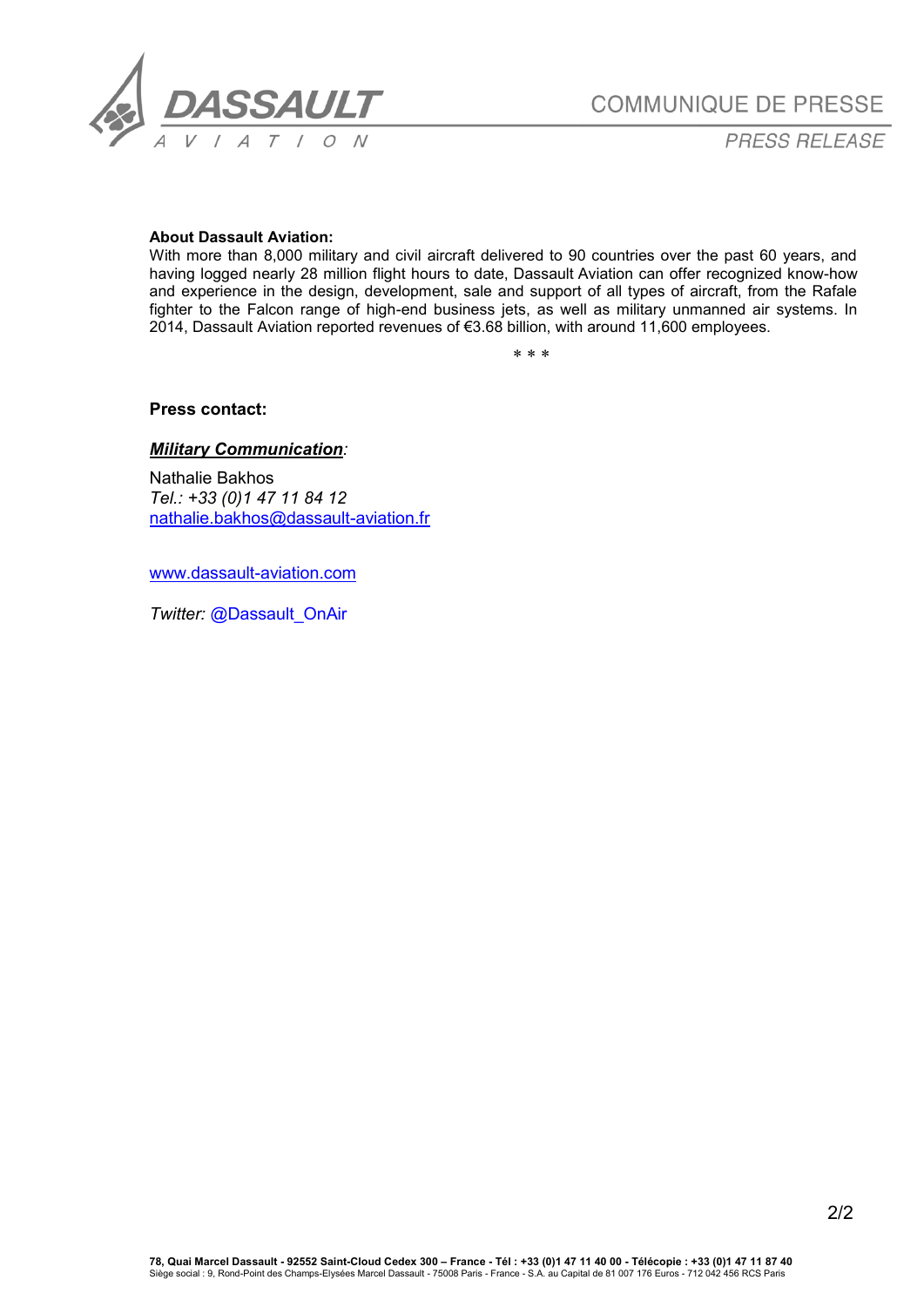**About Dassault Aviation:**
With more than 8,000 military and civil aircraft delivered to 90 countries over the past 60 years, and having logged nearly 28 million flight hours to date, Dassault Aviation can offer recognized know-how and experience in the design, development, sale and support of all types of aircraft, from the Rafale fighter to the Falcon range of high-end business jets, as well as military unmanned air systems. In 2014, Dassault Aviation reported revenues of €3.68 billion, with around 11,600 employees.

* * *

**Press contact:**

***Military Communication***:

Nathalie Bakhos
*Tel.: +33 (0)1 47 11 84 12*
nathalie.bakhos@dassault-aviation.fr

www.dassault-aviation.com

*Twitter:* @Dassault_OnAir

**78, Quai Marcel Dassault - 92552 Saint-Cloud Cedex 300 – France - Tél : +33 (0)1 47 11 40 00 - Télécopie : +33 (0)1 47 11 87 40**
Siège social : 9, Rond-Point des Champs-Elysées Marcel Dassault - 75008 Paris - France - S.A. au Capital de 81 007 176 Euros - 712 042 456 RCS Paris